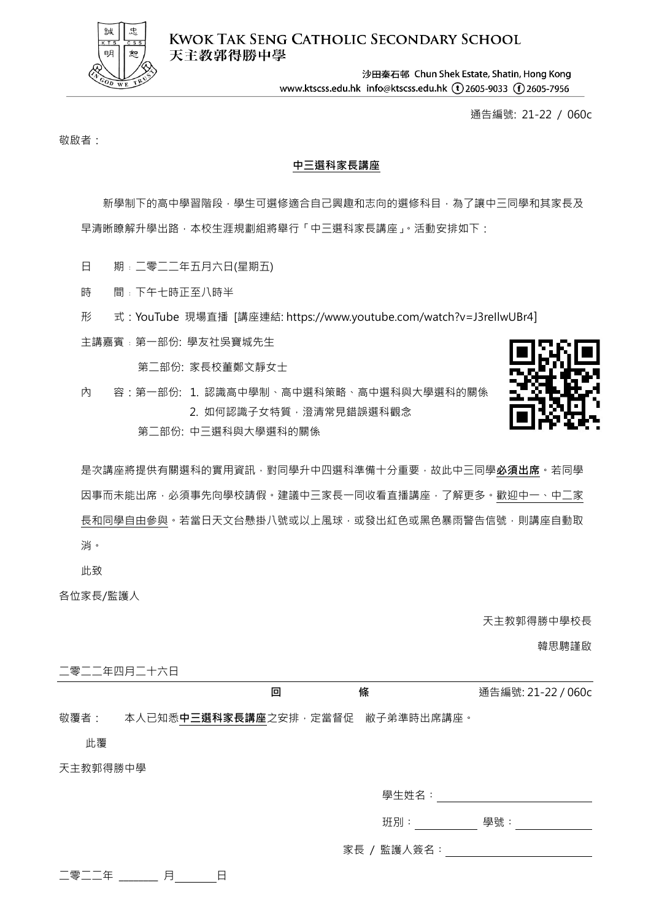KWOK TAK SENG CATHOLIC SECONDARY SCHOOL
天主教郭得勝中學

沙田秦石邨 Chun Shek Estate, Shatin, Hong Kong
www.ktscss.edu.hk info@ktscss.edu.hk (t) 2605-9033 (f) 2605-7956

通告編號: 21-22 / 060c

敬啟者：

## **中三選科家長講座**

新學制下的高中學習階段，學生可選修適合自己興趣和志向的選修科目，為了讓中三同學和其家長及早清晰瞭解升學出路，本校生涯規劃組將舉行「中三選科家長講座」。活動安排如下：

日　　期：二零二二年五月六日(星期五)

時　　間：下午七時正至八時半

形　　式：YouTube 現場直播 [講座連結: https://www.youtube.com/watch?v=J3reIlwUBr4]

主講嘉賓：第一部份: 學友社吳寶城先生

第二部份: 家長校董鄭文靜女士

內　　容：第一部份: 1. 認識高中學制、高中選科策略、高中選科與大學選科的關係

2. 如何認識子女特質，澄清常見錯誤選科觀念

第二部份: 中三選科與大學選科的關係

是次講座將提供有關選科的實用資訊，對同學升中四選科準備十分重要，故此中三同學**必須出席**。若同學因事而未能出席，必須事先向學校請假。建議中三家長一同收看直播講座，了解更多。歡迎中一、中二家長和同學自由參與。若當日天文台懸掛八號或以上風球，或發出紅色或黑色暴雨警告信號，則講座自動取消。

此致

各位家長/監護人

天主教郭得勝中學校長

韓思騁謹啟

二零二二年四月二十六日

---

**回　　　　條**　　　　通告編號: 21-22 / 060c

敬覆者：　本人已知悉**中三選科家長講座**之安排，定當督促　敝子弟準時出席講座。

此覆

天主教郭得勝中學

學生姓名：________________

班別：__________ 學號：__________

家長 / 監護人簽名：________________

二零二二年 ______ 月 ______ 日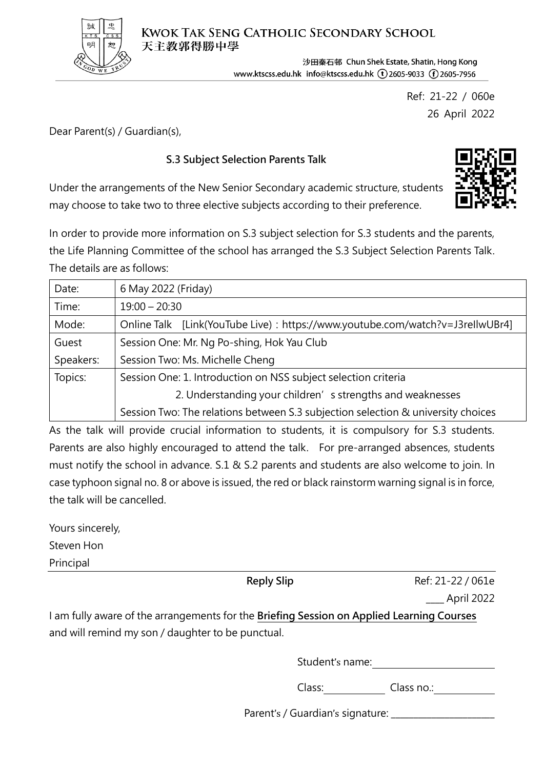**KWOK TAK SENG CATHOLIC SECONDARY SCHOOL**
天主教郭得勝中學

沙田秦石邨 Chun Shek Estate, Shatin, Hong Kong
www.ktscss.edu.hk info@ktscss.edu.hk (t) 2605-9033 (f) 2605-7956

Ref: 21-22 / 060e
26 April 2022

Dear Parent(s) / Guardian(s),

**S.3 Subject Selection Parents Talk**

Under the arrangements of the New Senior Secondary academic structure, students may choose to take two to three elective subjects according to their preference.

In order to provide more information on S.3 subject selection for S.3 students and the parents, the Life Planning Committee of the school has arranged the S.3 Subject Selection Parents Talk. The details are as follows:

| | |
|---|---|
| Date: | 6 May 2022 (Friday) |
| Time: | 19:00 – 20:30 |
| Mode: | Online Talk [Link(YouTube Live)：https://www.youtube.com/watch?v=J3rellwUBr4] |
| Guest Speakers: | Session One: Mr. Ng Po-shing, Hok Yau Club<br>Session Two: Ms. Michelle Cheng |
| Topics: | Session One: 1. Introduction on NSS subject selection criteria<br>2. Understanding your children's strengths and weaknesses<br>Session Two: The relations between S.3 subjection selection & university choices |

As the talk will provide crucial information to students, it is compulsory for S.3 students. Parents are also highly encouraged to attend the talk. For pre-arranged absences, students must notify the school in advance. S.1 & S.2 parents and students are also welcome to join. In case typhoon signal no. 8 or above is issued, the red or black rainstorm warning signal is in force, the talk will be cancelled.

Yours sincerely,
Steven Hon
Principal

---

**Reply Slip**

Ref: 21-22 / 061e
____ April 2022

I am fully aware of the arrangements for the **Briefing Session on Applied Learning Courses** and will remind my son / daughter to be punctual.

Student's name: ____________________

Class: __________ Class no.: __________

Parent's / Guardian's signature: ____________________